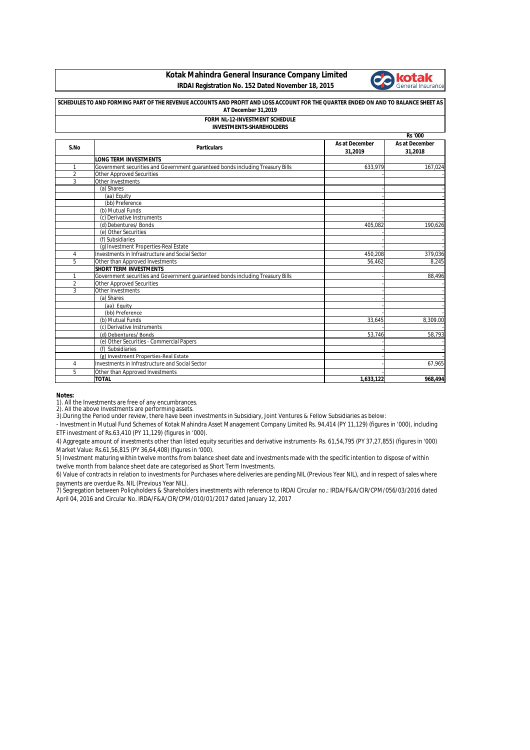# Kotak Mahindra General Insurance Company Limited

**IRDAI Registration No. 152 Dated November 18, 2015**

**SCHEDULES TO AND FORMING PART OF THE REVENUE ACCOUNTS AND PROFIT AND LOSS ACCOUNT FOR THE QUARTER ENDED ON AND TO BALANCE SHEET AS AT December 31,2019**

**FORM NL-12-INVESTMENT SCHEDULE**

**INVESTMENTS-SHAREHOLDERS**

Rs '000

| S.No | Particulars | As at December 31,2019 | As at December 31,2018 |
|---|---|---|---|
| | **LONG TERM INVESTMENTS** | | |
| 1 | Government securities and Government guaranteed bonds including Treasury Bills | 633,979 | 167,024 |
| 2 | Other Approved Securities | - | - |
| 3 | Other Investments | | |
| | (a) Shares | - | - |
| | (aa) Equity | - | - |
| | (bb) Preference | - | - |
| | (b) Mutual Funds | - | - |
| | (c) Derivative Instruments | - | - |
| | (d) Debentures/ Bonds | 405,082 | 190,626 |
| | (e) Other Securities | - | - |
| | (f) Subsidiaries | - | - |
| | (g) Investment Properties-Real Estate | - | - |
| 4 | Investments in Infrastructure and Social Sector | 450,208 | 379,036 |
| 5 | Other than Approved Investments | 56,462 | 8,245 |
| | **SHORT TERM INVESTMENTS** | | |
| 1 | Government securities and Government guaranteed bonds including Treasury Bills | - | 88,496 |
| 2 | Other Approved Securities | - | - |
| 3 | Other Investments | - | - |
| | (a) Shares | - | - |
| | (aa) Equity | - | - |
| | (bb) Preference | - | - |
| | (b) Mutual Funds | 33,645 | 8,309.00 |
| | (c) Derivative Instruments | - | - |
| | (d) Debentures/ Bonds | 53,746 | 58,793 |
| | (e) Other Securities - Commercial Papers | - | - |
| | (f) Subsidiaries | - | - |
| | (g) Investment Properties-Real Estate | - | - |
| 4 | Investments in Infrastructure and Social Sector | - | 67,965 |
| 5 | Other than Approved Investments | - | |
| | **TOTAL** | **1,633,122** | **968,494** |

**Notes:**

1). All the Investments are free of any encumbrances.

2). All the above Investments are performing assets.

3).During the Period under review, there have been investments in Subsidiary, Joint Ventures & Fellow Subsidiaries as below:

- Investment in Mutual Fund Schemes of Kotak Mahindra Asset Management Company Limited Rs. 94,414 (PY 11,129) (figures in '000), including ETF investment of Rs.63,410 (PY 11,129) (figures in '000).

4) Aggregate amount of investments other than listed equity securities and derivative instruments- Rs. 61,54,795 (PY 37,27,855) (figures in '000) Market Value: Rs.61,56,815 (PY 36,64,408) (figures in '000).

5) Investment maturing within twelve months from balance sheet date and investments made with the specific intention to dispose of within twelve month from balance sheet date are categorised as Short Term Investments.

6) Value of contracts in relation to investments for Purchases where deliveries are pending NIL (Previous Year NIL), and in respect of sales where payments are overdue Rs. NIL (Previous Year NIL).

7) Segregation between Policyholders & Shareholders investments with reference to IRDAI Circular no.: IRDA/F&A/CIR/CPM/056/03/2016 dated April 04, 2016 and Circular No. IRDA/F&A/CIR/CPM/010/01/2017 dated January 12, 2017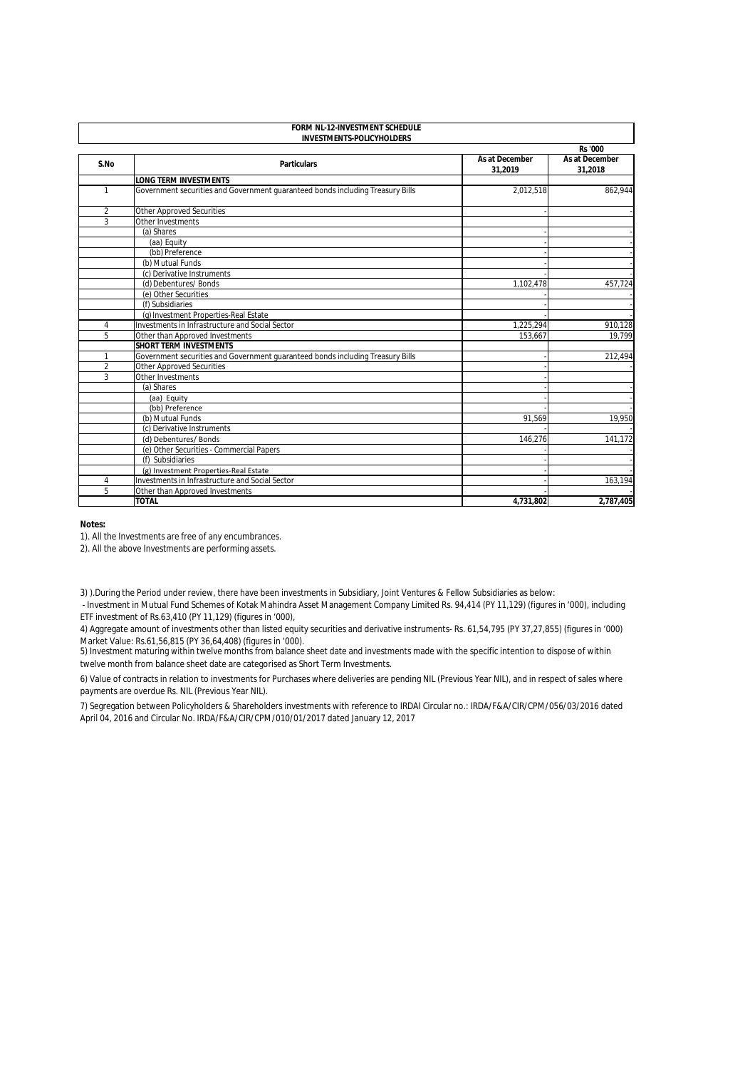**FORM NL-12-INVESTMENT SCHEDULE**
**INVESTMENTS-POLICYHOLDERS**

Rs '000

| S.No | Particulars | As at December 31,2019 | As at December 31,2018 |
|---|---|---|---|
| | **LONG TERM INVESTMENTS** | | |
| 1 | Government securities and Government guaranteed bonds including Treasury Bills | 2,012,518 | 862,944 |
| 2 | Other Approved Securities | - | - |
| 3 | Other Investments | | |
| | (a) Shares | - | - |
| | (aa) Equity | - | - |
| | (bb) Preference | - | - |
| | (b) Mutual Funds | - | - |
| | (c) Derivative Instruments | - | - |
| | (d) Debentures/ Bonds | 1,102,478 | 457,724 |
| | (e) Other Securities | - | - |
| | (f) Subsidiaries | - | - |
| | (g) Investment Properties-Real Estate | - | - |
| 4 | Investments in Infrastructure and Social Sector | 1,225,294 | 910,128 |
| 5 | Other than Approved Investments | 153,667 | 19,799 |
| | **SHORT TERM INVESTMENTS** | | |
| 1 | Government securities and Government guaranteed bonds including Treasury Bills | - | 212,494 |
| 2 | Other Approved Securities | - | - |
| 3 | Other Investments | - | |
| | (a) Shares | - | - |
| | (aa) Equity | - | - |
| | (bb) Preference | - | - |
| | (b) Mutual Funds | 91,569 | 19,950 |
| | (c) Derivative Instruments | - | - |
| | (d) Debentures/ Bonds | 146,276 | 141,172 |
| | (e) Other Securities - Commercial Papers | - | - |
| | (f) Subsidiaries | - | - |
| | (g) Investment Properties-Real Estate | - | - |
| 4 | Investments in Infrastructure and Social Sector | - | 163,194 |
| 5 | Other than Approved Investments | - | - |
| | **TOTAL** | **4,731,802** | **2,787,405** |

**Notes:**

1). All the Investments are free of any encumbrances.

2). All the above Investments are performing assets.

3) ).During the Period under review, there have been investments in Subsidiary, Joint Ventures & Fellow Subsidiaries as below:
 - Investment in Mutual Fund Schemes of Kotak Mahindra Asset Management Company Limited Rs. 94,414 (PY 11,129) (figures in '000), including ETF investment of Rs.63,410 (PY 11,129) (figures in '000),

4) Aggregate amount of investments other than listed equity securities and derivative instruments- Rs. 61,54,795 (PY 37,27,855) (figures in '000) Market Value: Rs.61,56,815 (PY 36,64,408) (figures in '000).

5) Investment maturing within twelve months from balance sheet date and investments made with the specific intention to dispose of within twelve month from balance sheet date are categorised as Short Term Investments.

6) Value of contracts in relation to investments for Purchases where deliveries are pending NIL (Previous Year NIL), and in respect of sales where payments are overdue Rs. NIL (Previous Year NIL).

7) Segregation between Policyholders & Shareholders investments with reference to IRDAI Circular no.: IRDA/F&A/CIR/CPM/056/03/2016 dated April 04, 2016 and Circular No. IRDA/F&A/CIR/CPM/010/01/2017 dated January 12, 2017